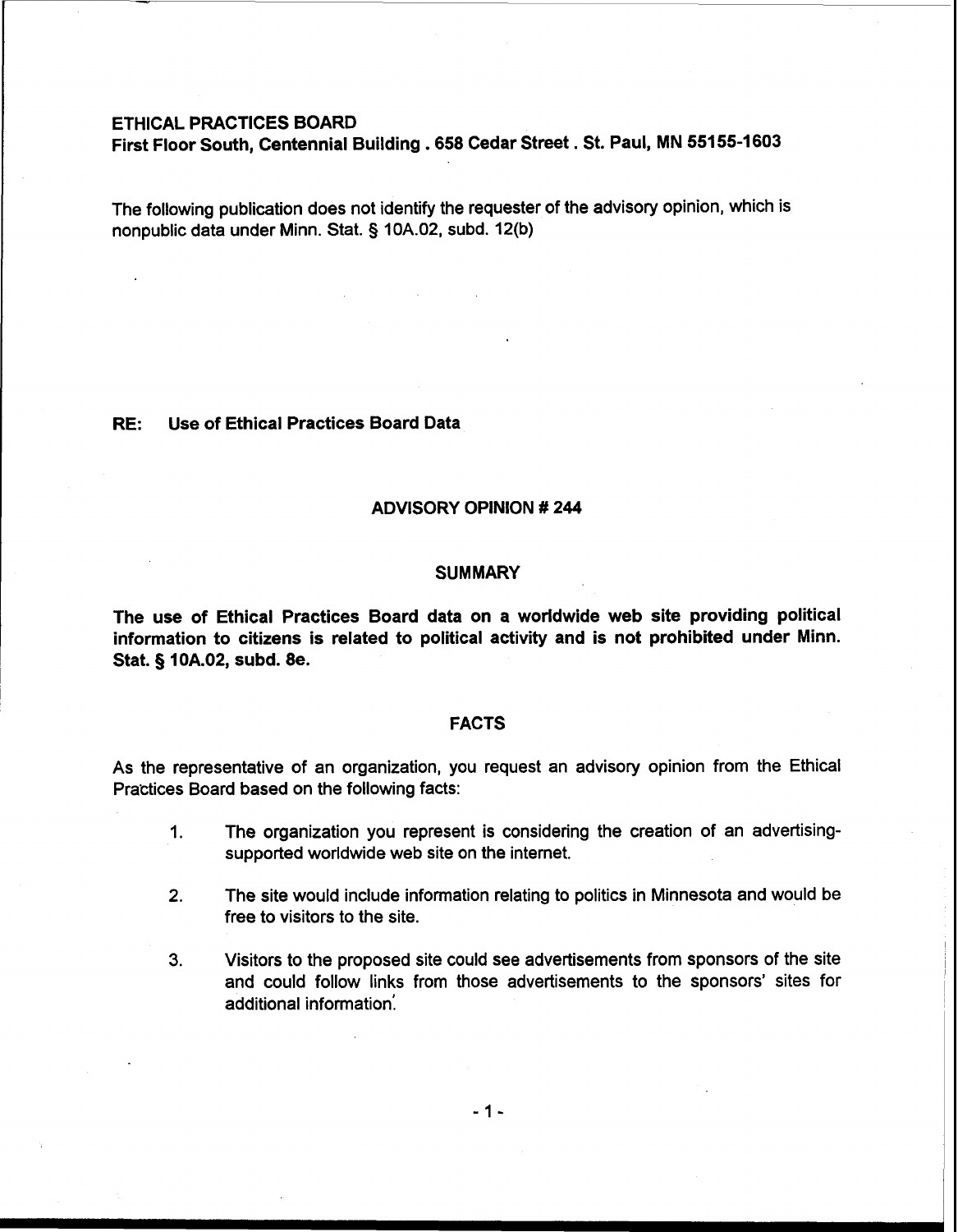**ETHICAL PRACTICES BOARD**
**First Floor South, Centennial Building . 658 Cedar Street . St. Paul, MN 55155-1603**

The following publication does not identify the requester of the advisory opinion, which is nonpublic data under Minn. Stat. § 10A.02, subd. 12(b)

**RE: Use of Ethical Practices Board Data**

## ADVISORY OPINION # 244

### SUMMARY

**The use of Ethical Practices Board data on a worldwide web site providing political information to citizens is related to political activity and is not prohibited under Minn. Stat. § 10A.02, subd. 8e.**

### FACTS

As the representative of an organization, you request an advisory opinion from the Ethical Practices Board based on the following facts:

1. The organization you represent is considering the creation of an advertising-supported worldwide web site on the internet.

2. The site would include information relating to politics in Minnesota and would be free to visitors to the site.

3. Visitors to the proposed site could see advertisements from sponsors of the site and could follow links from those advertisements to the sponsors' sites for additional information.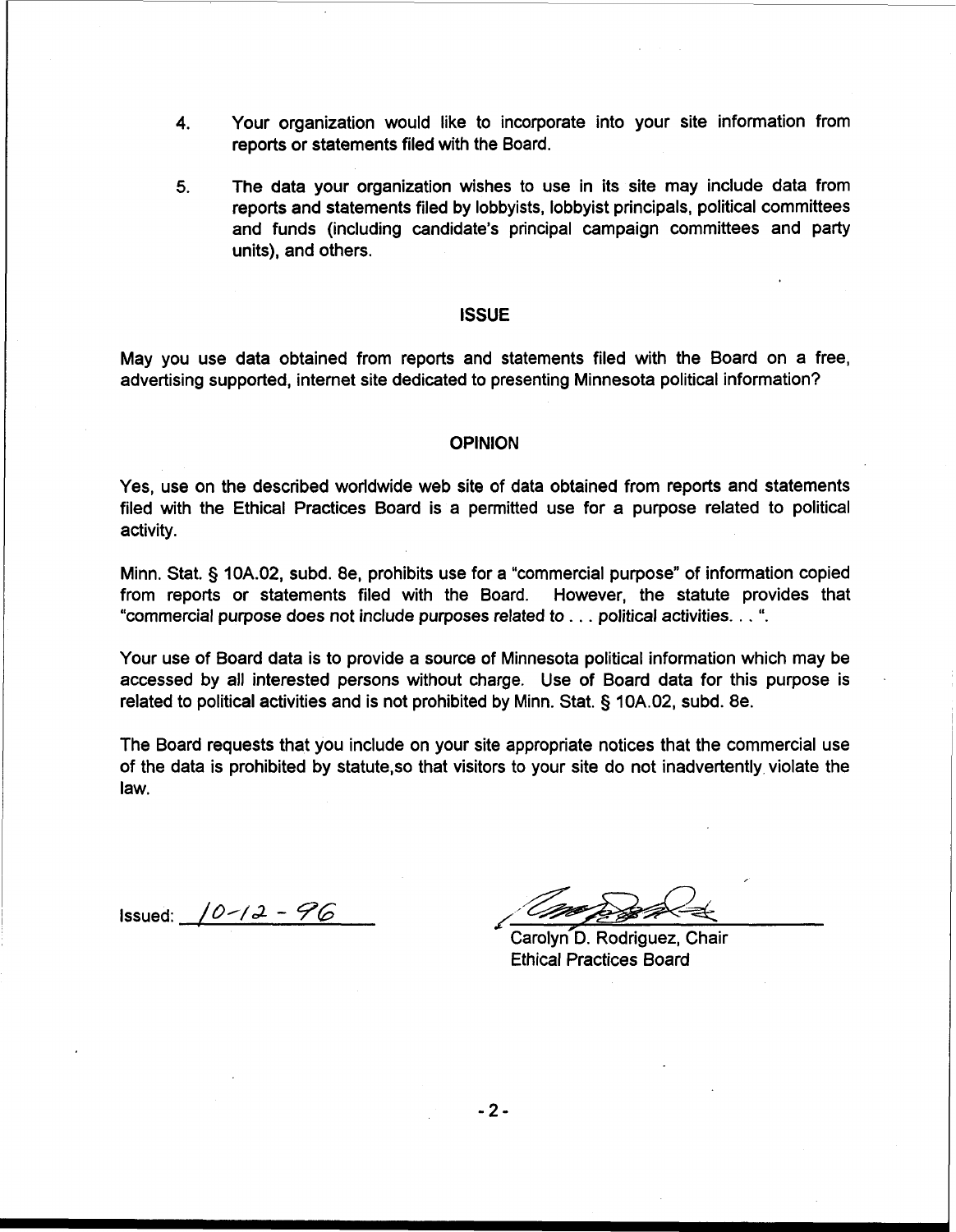4. Your organization would like to incorporate into your site information from reports or statements filed with the Board.

5. The data your organization wishes to use in its site may include data from reports and statements filed by lobbyists, lobbyist principals, political committees and funds (including candidate's principal campaign committees and party units), and others.

## ISSUE

May you use data obtained from reports and statements filed with the Board on a free, advertising supported, internet site dedicated to presenting Minnesota political information?

## OPINION

Yes, use on the described worldwide web site of data obtained from reports and statements filed with the Ethical Practices Board is a permitted use for a purpose related to political activity.

Minn. Stat. § 10A.02, subd. 8e, prohibits use for a "commercial purpose" of information copied from reports or statements filed with the Board. However, the statute provides that "commercial purpose does not include purposes related to . . . political activities. . . ".

Your use of Board data is to provide a source of Minnesota political information which may be accessed by all interested persons without charge. Use of Board data for this purpose is related to political activities and is not prohibited by Minn. Stat. § 10A.02, subd. 8e.

The Board requests that you include on your site appropriate notices that the commercial use of the data is prohibited by statute,so that visitors to your site do not inadvertently violate the law.

Issued: 10-12-96

Carolyn D. Rodriguez, Chair
Ethical Practices Board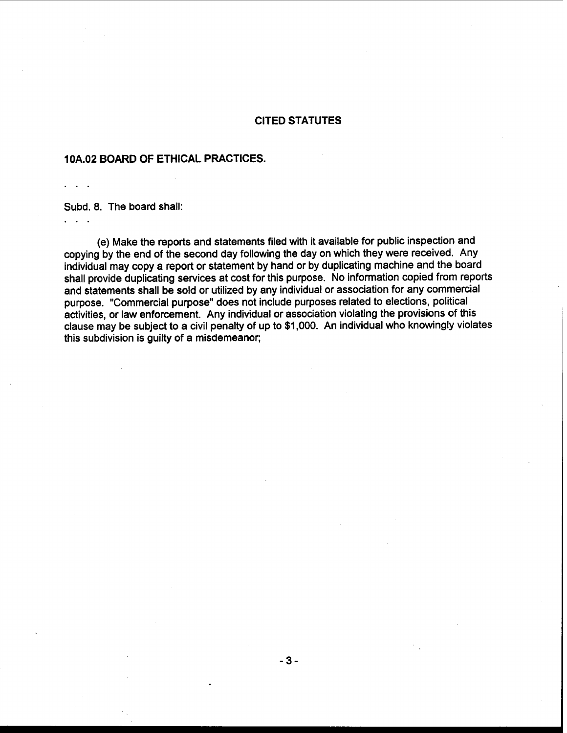## CITED STATUTES

### 10A.02 BOARD OF ETHICAL PRACTICES.

. . .

Subd. 8. The board shall:

. . .

(e) Make the reports and statements filed with it available for public inspection and copying by the end of the second day following the day on which they were received. Any individual may copy a report or statement by hand or by duplicating machine and the board shall provide duplicating services at cost for this purpose. No information copied from reports and statements shall be sold or utilized by any individual or association for any commercial purpose. "Commercial purpose" does not include purposes related to elections, political activities, or law enforcement. Any individual or association violating the provisions of this clause may be subject to a civil penalty of up to $1,000. An individual who knowingly violates this subdivision is guilty of a misdemeanor;